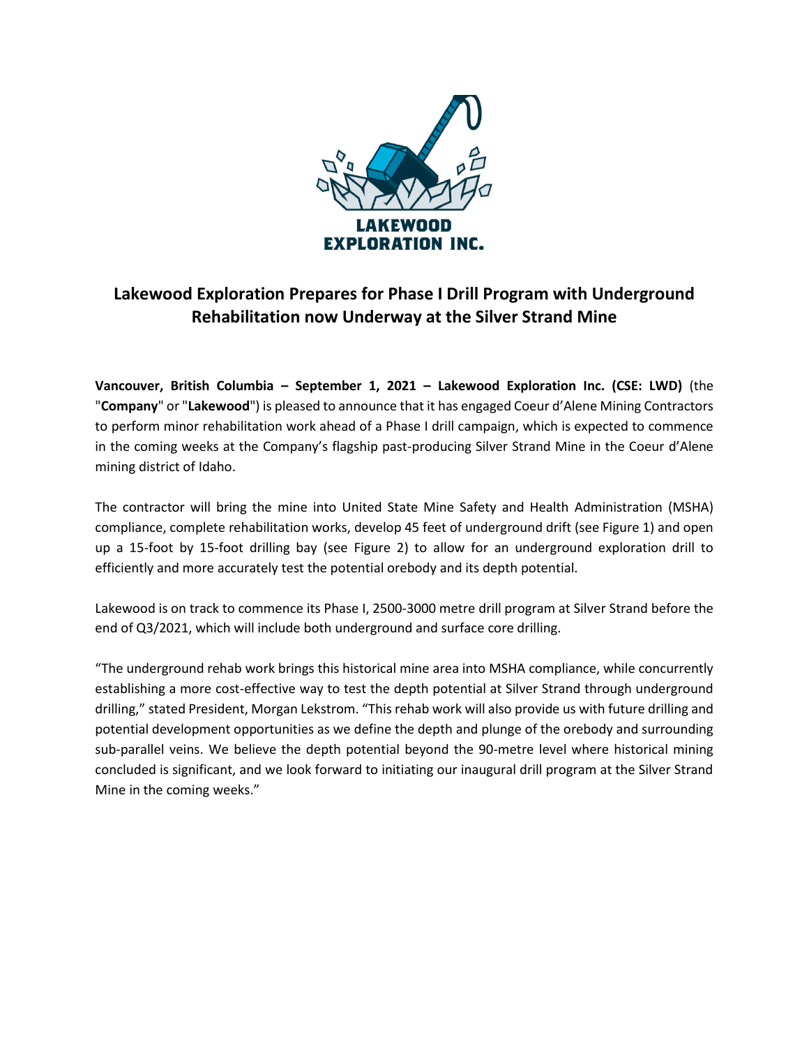LAKEWOOD EXPLORATION INC.

# Lakewood Exploration Prepares for Phase I Drill Program with Underground Rehabilitation now Underway at the Silver Strand Mine

**Vancouver, British Columbia – September 1, 2021 – Lakewood Exploration Inc. (CSE: LWD)** (the "**Company**" or "**Lakewood**") is pleased to announce that it has engaged Coeur d'Alene Mining Contractors to perform minor rehabilitation work ahead of a Phase I drill campaign, which is expected to commence in the coming weeks at the Company's flagship past-producing Silver Strand Mine in the Coeur d'Alene mining district of Idaho.

The contractor will bring the mine into United State Mine Safety and Health Administration (MSHA) compliance, complete rehabilitation works, develop 45 feet of underground drift (see Figure 1) and open up a 15-foot by 15-foot drilling bay (see Figure 2) to allow for an underground exploration drill to efficiently and more accurately test the potential orebody and its depth potential.

Lakewood is on track to commence its Phase I, 2500-3000 metre drill program at Silver Strand before the end of Q3/2021, which will include both underground and surface core drilling.

"The underground rehab work brings this historical mine area into MSHA compliance, while concurrently establishing a more cost-effective way to test the depth potential at Silver Strand through underground drilling," stated President, Morgan Lekstrom. "This rehab work will also provide us with future drilling and potential development opportunities as we define the depth and plunge of the orebody and surrounding sub-parallel veins. We believe the depth potential beyond the 90-metre level where historical mining concluded is significant, and we look forward to initiating our inaugural drill program at the Silver Strand Mine in the coming weeks."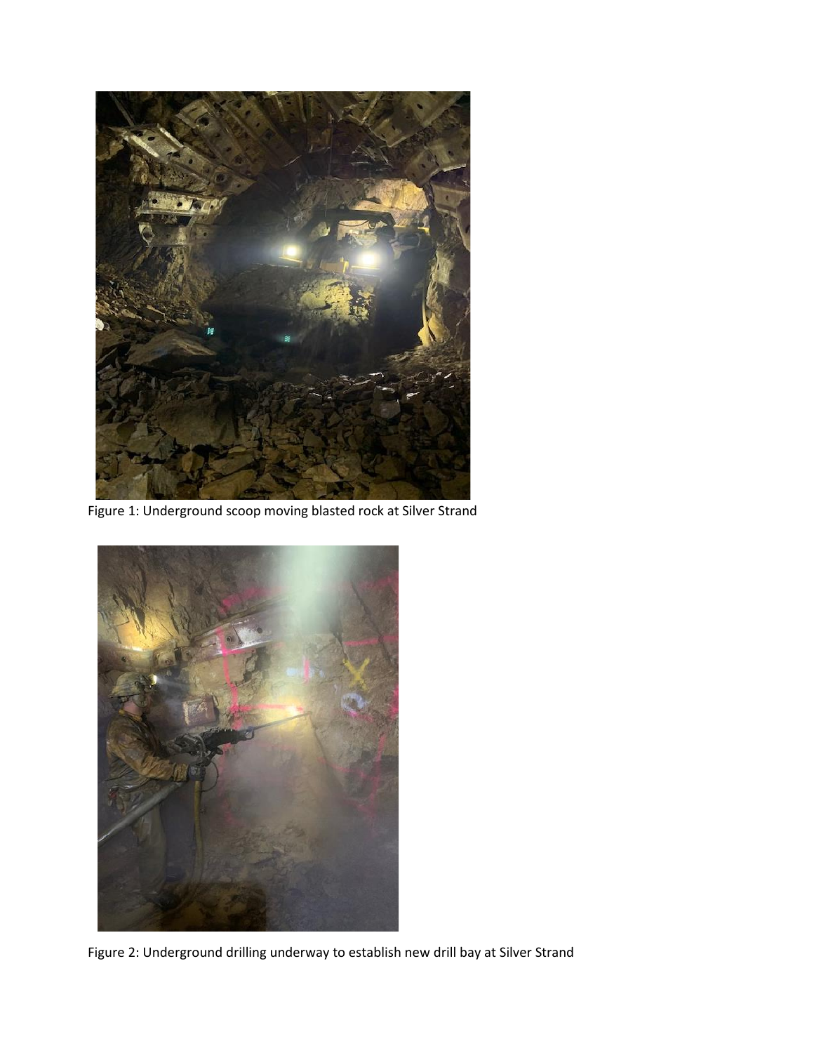Figure 1: Underground scoop moving blasted rock at Silver Strand

Figure 2: Underground drilling underway to establish new drill bay at Silver Strand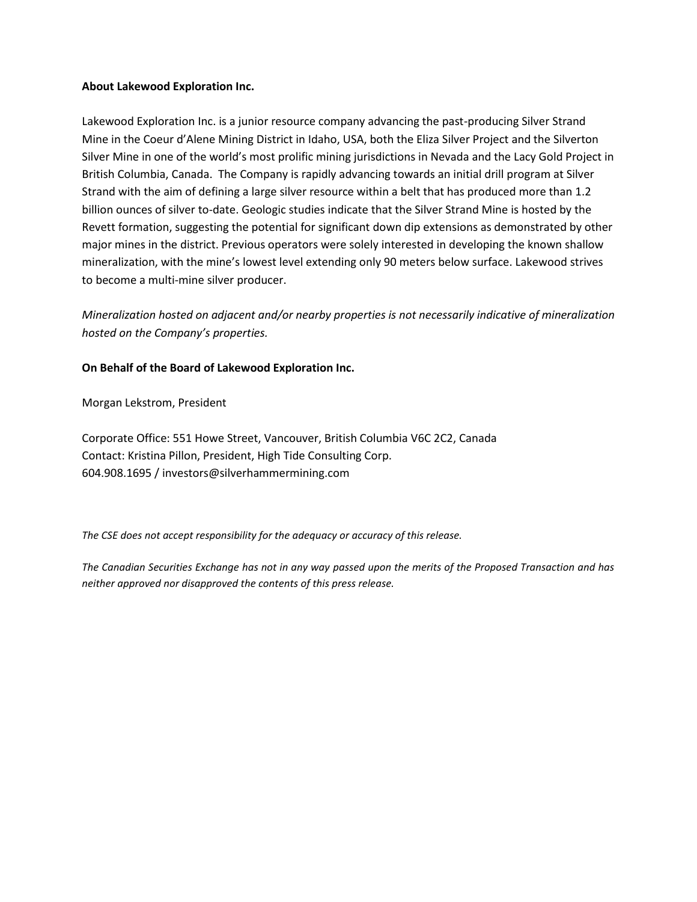**About Lakewood Exploration Inc.**

Lakewood Exploration Inc. is a junior resource company advancing the past-producing Silver Strand Mine in the Coeur d'Alene Mining District in Idaho, USA, both the Eliza Silver Project and the Silverton Silver Mine in one of the world's most prolific mining jurisdictions in Nevada and the Lacy Gold Project in British Columbia, Canada. The Company is rapidly advancing towards an initial drill program at Silver Strand with the aim of defining a large silver resource within a belt that has produced more than 1.2 billion ounces of silver to-date. Geologic studies indicate that the Silver Strand Mine is hosted by the Revett formation, suggesting the potential for significant down dip extensions as demonstrated by other major mines in the district. Previous operators were solely interested in developing the known shallow mineralization, with the mine's lowest level extending only 90 meters below surface. Lakewood strives to become a multi-mine silver producer.

*Mineralization hosted on adjacent and/or nearby properties is not necessarily indicative of mineralization hosted on the Company's properties.*

**On Behalf of the Board of Lakewood Exploration Inc.**

Morgan Lekstrom, President

Corporate Office: 551 Howe Street, Vancouver, British Columbia V6C 2C2, Canada
Contact: Kristina Pillon, President, High Tide Consulting Corp.
604.908.1695 / investors@silverhammermining.com

*The CSE does not accept responsibility for the adequacy or accuracy of this release.*

*The Canadian Securities Exchange has not in any way passed upon the merits of the Proposed Transaction and has neither approved nor disapproved the contents of this press release.*